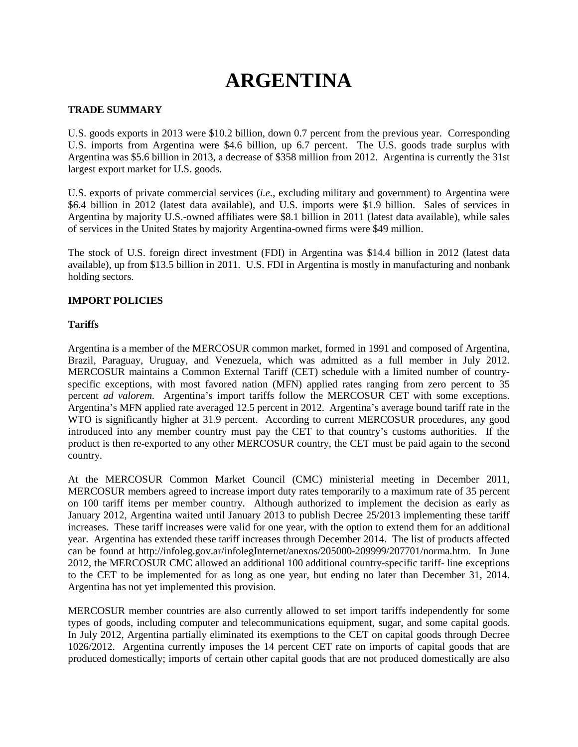# ARGENTINA

## TRADE SUMMARY

U.S. goods exports in 2013 were $10.2 billion, down 0.7 percent from the previous year. Corresponding U.S. imports from Argentina were $4.6 billion, up 6.7 percent. The U.S. goods trade surplus with Argentina was $5.6 billion in 2013, a decrease of $358 million from 2012. Argentina is currently the 31st largest export market for U.S. goods.

U.S. exports of private commercial services (*i.e.*, excluding military and government) to Argentina were $6.4 billion in 2012 (latest data available), and U.S. imports were $1.9 billion. Sales of services in Argentina by majority U.S.-owned affiliates were $8.1 billion in 2011 (latest data available), while sales of services in the United States by majority Argentina-owned firms were $49 million.

The stock of U.S. foreign direct investment (FDI) in Argentina was $14.4 billion in 2012 (latest data available), up from $13.5 billion in 2011. U.S. FDI in Argentina is mostly in manufacturing and nonbank holding sectors.

## IMPORT POLICIES

### Tariffs

Argentina is a member of the MERCOSUR common market, formed in 1991 and composed of Argentina, Brazil, Paraguay, Uruguay, and Venezuela, which was admitted as a full member in July 2012. MERCOSUR maintains a Common External Tariff (CET) schedule with a limited number of country-specific exceptions, with most favored nation (MFN) applied rates ranging from zero percent to 35 percent *ad valorem*. Argentina's import tariffs follow the MERCOSUR CET with some exceptions. Argentina's MFN applied rate averaged 12.5 percent in 2012. Argentina's average bound tariff rate in the WTO is significantly higher at 31.9 percent. According to current MERCOSUR procedures, any good introduced into any member country must pay the CET to that country's customs authorities. If the product is then re-exported to any other MERCOSUR country, the CET must be paid again to the second country.

At the MERCOSUR Common Market Council (CMC) ministerial meeting in December 2011, MERCOSUR members agreed to increase import duty rates temporarily to a maximum rate of 35 percent on 100 tariff items per member country. Although authorized to implement the decision as early as January 2012, Argentina waited until January 2013 to publish Decree 25/2013 implementing these tariff increases. These tariff increases were valid for one year, with the option to extend them for an additional year. Argentina has extended these tariff increases through December 2014. The list of products affected can be found at http://infoleg.gov.ar/infolegInternet/anexos/205000-209999/207701/norma.htm. In June 2012, the MERCOSUR CMC allowed an additional 100 additional country-specific tariff- line exceptions to the CET to be implemented for as long as one year, but ending no later than December 31, 2014. Argentina has not yet implemented this provision.

MERCOSUR member countries are also currently allowed to set import tariffs independently for some types of goods, including computer and telecommunications equipment, sugar, and some capital goods. In July 2012, Argentina partially eliminated its exemptions to the CET on capital goods through Decree 1026/2012. Argentina currently imposes the 14 percent CET rate on imports of capital goods that are produced domestically; imports of certain other capital goods that are not produced domestically are also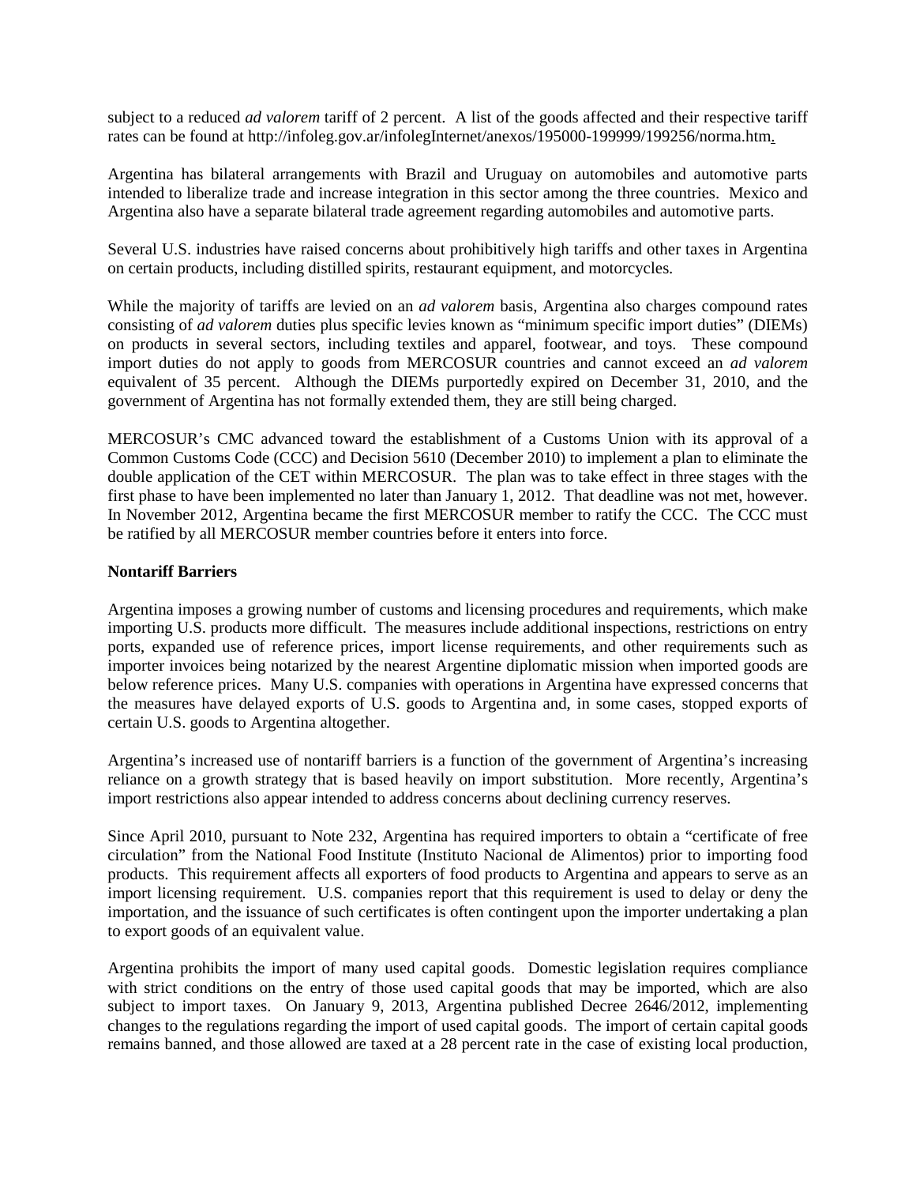subject to a reduced *ad valorem* tariff of 2 percent. A list of the goods affected and their respective tariff rates can be found at http://infoleg.gov.ar/infolegInternet/anexos/195000-199999/199256/norma.htm.

Argentina has bilateral arrangements with Brazil and Uruguay on automobiles and automotive parts intended to liberalize trade and increase integration in this sector among the three countries. Mexico and Argentina also have a separate bilateral trade agreement regarding automobiles and automotive parts.

Several U.S. industries have raised concerns about prohibitively high tariffs and other taxes in Argentina on certain products, including distilled spirits, restaurant equipment, and motorcycles.

While the majority of tariffs are levied on an *ad valorem* basis, Argentina also charges compound rates consisting of *ad valorem* duties plus specific levies known as "minimum specific import duties" (DIEMs) on products in several sectors, including textiles and apparel, footwear, and toys. These compound import duties do not apply to goods from MERCOSUR countries and cannot exceed an *ad valorem* equivalent of 35 percent. Although the DIEMs purportedly expired on December 31, 2010, and the government of Argentina has not formally extended them, they are still being charged.

MERCOSUR's CMC advanced toward the establishment of a Customs Union with its approval of a Common Customs Code (CCC) and Decision 5610 (December 2010) to implement a plan to eliminate the double application of the CET within MERCOSUR. The plan was to take effect in three stages with the first phase to have been implemented no later than January 1, 2012. That deadline was not met, however. In November 2012, Argentina became the first MERCOSUR member to ratify the CCC. The CCC must be ratified by all MERCOSUR member countries before it enters into force.

**Nontariff Barriers**

Argentina imposes a growing number of customs and licensing procedures and requirements, which make importing U.S. products more difficult. The measures include additional inspections, restrictions on entry ports, expanded use of reference prices, import license requirements, and other requirements such as importer invoices being notarized by the nearest Argentine diplomatic mission when imported goods are below reference prices. Many U.S. companies with operations in Argentina have expressed concerns that the measures have delayed exports of U.S. goods to Argentina and, in some cases, stopped exports of certain U.S. goods to Argentina altogether.

Argentina's increased use of nontariff barriers is a function of the government of Argentina's increasing reliance on a growth strategy that is based heavily on import substitution. More recently, Argentina's import restrictions also appear intended to address concerns about declining currency reserves.

Since April 2010, pursuant to Note 232, Argentina has required importers to obtain a "certificate of free circulation" from the National Food Institute (Instituto Nacional de Alimentos) prior to importing food products. This requirement affects all exporters of food products to Argentina and appears to serve as an import licensing requirement. U.S. companies report that this requirement is used to delay or deny the importation, and the issuance of such certificates is often contingent upon the importer undertaking a plan to export goods of an equivalent value.

Argentina prohibits the import of many used capital goods. Domestic legislation requires compliance with strict conditions on the entry of those used capital goods that may be imported, which are also subject to import taxes. On January 9, 2013, Argentina published Decree 2646/2012, implementing changes to the regulations regarding the import of used capital goods. The import of certain capital goods remains banned, and those allowed are taxed at a 28 percent rate in the case of existing local production,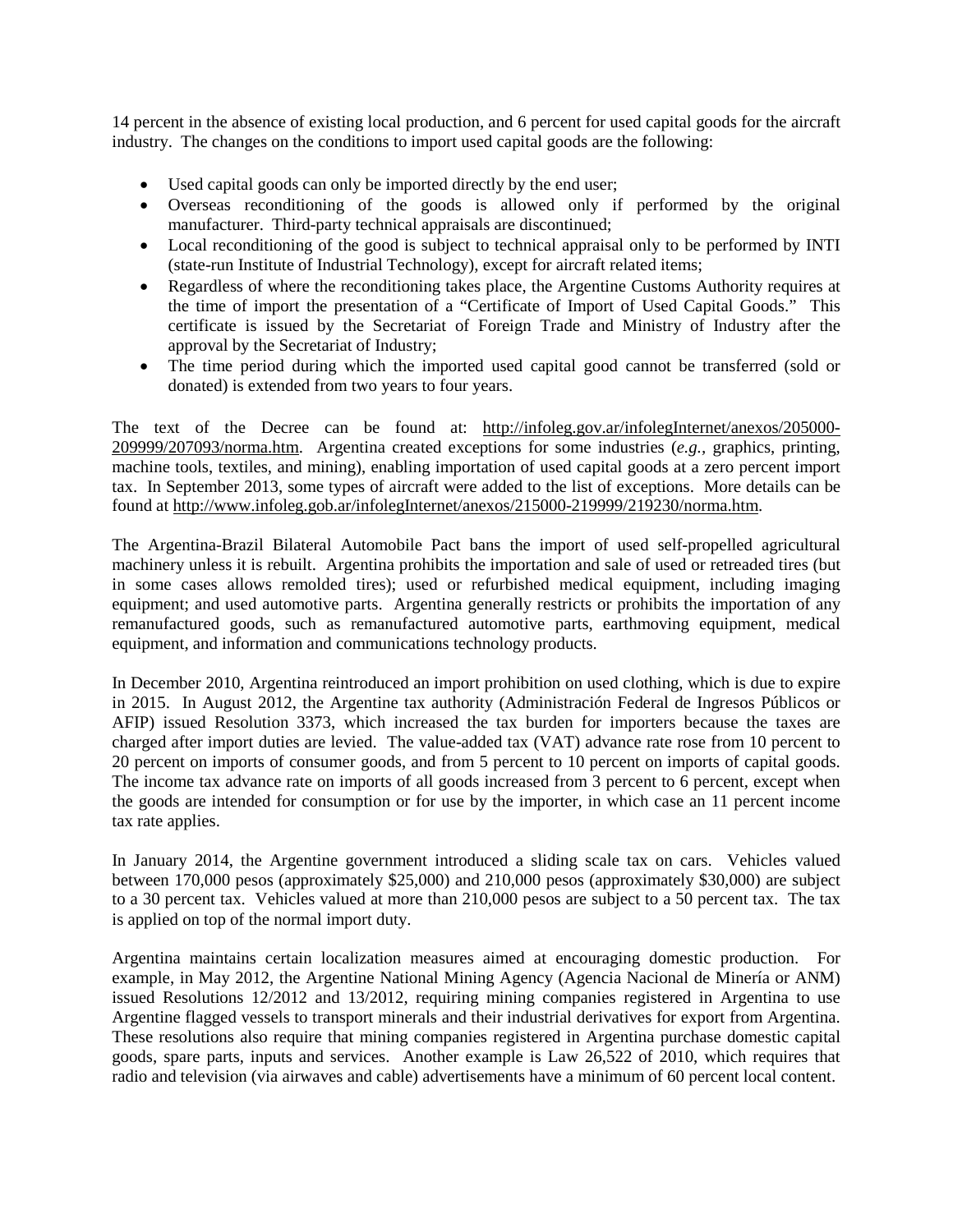14 percent in the absence of existing local production, and 6 percent for used capital goods for the aircraft industry. The changes on the conditions to import used capital goods are the following:

- Used capital goods can only be imported directly by the end user;
- Overseas reconditioning of the goods is allowed only if performed by the original manufacturer. Third-party technical appraisals are discontinued;
- Local reconditioning of the good is subject to technical appraisal only to be performed by INTI (state-run Institute of Industrial Technology), except for aircraft related items;
- Regardless of where the reconditioning takes place, the Argentine Customs Authority requires at the time of import the presentation of a "Certificate of Import of Used Capital Goods." This certificate is issued by the Secretariat of Foreign Trade and Ministry of Industry after the approval by the Secretariat of Industry;
- The time period during which the imported used capital good cannot be transferred (sold or donated) is extended from two years to four years.

The text of the Decree can be found at: http://infoleg.gov.ar/infolegInternet/anexos/205000-209999/207093/norma.htm. Argentina created exceptions for some industries (*e.g.,* graphics, printing, machine tools, textiles, and mining), enabling importation of used capital goods at a zero percent import tax. In September 2013, some types of aircraft were added to the list of exceptions. More details can be found at http://www.infoleg.gob.ar/infolegInternet/anexos/215000-219999/219230/norma.htm.

The Argentina-Brazil Bilateral Automobile Pact bans the import of used self-propelled agricultural machinery unless it is rebuilt. Argentina prohibits the importation and sale of used or retreaded tires (but in some cases allows remolded tires); used or refurbished medical equipment, including imaging equipment; and used automotive parts. Argentina generally restricts or prohibits the importation of any remanufactured goods, such as remanufactured automotive parts, earthmoving equipment, medical equipment, and information and communications technology products.

In December 2010, Argentina reintroduced an import prohibition on used clothing, which is due to expire in 2015. In August 2012, the Argentine tax authority (Administración Federal de Ingresos Públicos or AFIP) issued Resolution 3373, which increased the tax burden for importers because the taxes are charged after import duties are levied. The value-added tax (VAT) advance rate rose from 10 percent to 20 percent on imports of consumer goods, and from 5 percent to 10 percent on imports of capital goods. The income tax advance rate on imports of all goods increased from 3 percent to 6 percent, except when the goods are intended for consumption or for use by the importer, in which case an 11 percent income tax rate applies.

In January 2014, the Argentine government introduced a sliding scale tax on cars. Vehicles valued between 170,000 pesos (approximately $25,000) and 210,000 pesos (approximately $30,000) are subject to a 30 percent tax. Vehicles valued at more than 210,000 pesos are subject to a 50 percent tax. The tax is applied on top of the normal import duty.

Argentina maintains certain localization measures aimed at encouraging domestic production. For example, in May 2012, the Argentine National Mining Agency (Agencia Nacional de Minería or ANM) issued Resolutions 12/2012 and 13/2012, requiring mining companies registered in Argentina to use Argentine flagged vessels to transport minerals and their industrial derivatives for export from Argentina. These resolutions also require that mining companies registered in Argentina purchase domestic capital goods, spare parts, inputs and services. Another example is Law 26,522 of 2010, which requires that radio and television (via airwaves and cable) advertisements have a minimum of 60 percent local content.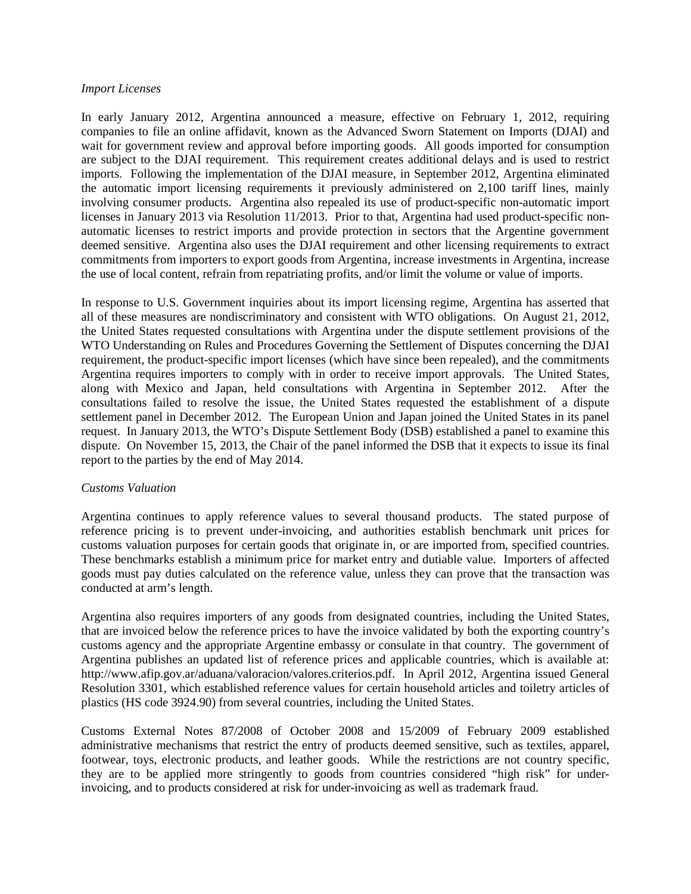*Import Licenses*

In early January 2012, Argentina announced a measure, effective on February 1, 2012, requiring companies to file an online affidavit, known as the Advanced Sworn Statement on Imports (DJAI) and wait for government review and approval before importing goods. All goods imported for consumption are subject to the DJAI requirement. This requirement creates additional delays and is used to restrict imports. Following the implementation of the DJAI measure, in September 2012, Argentina eliminated the automatic import licensing requirements it previously administered on 2,100 tariff lines, mainly involving consumer products. Argentina also repealed its use of product-specific non-automatic import licenses in January 2013 via Resolution 11/2013. Prior to that, Argentina had used product-specific non-automatic licenses to restrict imports and provide protection in sectors that the Argentine government deemed sensitive. Argentina also uses the DJAI requirement and other licensing requirements to extract commitments from importers to export goods from Argentina, increase investments in Argentina, increase the use of local content, refrain from repatriating profits, and/or limit the volume or value of imports.

In response to U.S. Government inquiries about its import licensing regime, Argentina has asserted that all of these measures are nondiscriminatory and consistent with WTO obligations. On August 21, 2012, the United States requested consultations with Argentina under the dispute settlement provisions of the WTO Understanding on Rules and Procedures Governing the Settlement of Disputes concerning the DJAI requirement, the product-specific import licenses (which have since been repealed), and the commitments Argentina requires importers to comply with in order to receive import approvals. The United States, along with Mexico and Japan, held consultations with Argentina in September 2012. After the consultations failed to resolve the issue, the United States requested the establishment of a dispute settlement panel in December 2012. The European Union and Japan joined the United States in its panel request. In January 2013, the WTO's Dispute Settlement Body (DSB) established a panel to examine this dispute. On November 15, 2013, the Chair of the panel informed the DSB that it expects to issue its final report to the parties by the end of May 2014.

*Customs Valuation*

Argentina continues to apply reference values to several thousand products. The stated purpose of reference pricing is to prevent under-invoicing, and authorities establish benchmark unit prices for customs valuation purposes for certain goods that originate in, or are imported from, specified countries. These benchmarks establish a minimum price for market entry and dutiable value. Importers of affected goods must pay duties calculated on the reference value, unless they can prove that the transaction was conducted at arm's length.

Argentina also requires importers of any goods from designated countries, including the United States, that are invoiced below the reference prices to have the invoice validated by both the exporting country's customs agency and the appropriate Argentine embassy or consulate in that country. The government of Argentina publishes an updated list of reference prices and applicable countries, which is available at: http://www.afip.gov.ar/aduana/valoracion/valores.criterios.pdf. In April 2012, Argentina issued General Resolution 3301, which established reference values for certain household articles and toiletry articles of plastics (HS code 3924.90) from several countries, including the United States.

Customs External Notes 87/2008 of October 2008 and 15/2009 of February 2009 established administrative mechanisms that restrict the entry of products deemed sensitive, such as textiles, apparel, footwear, toys, electronic products, and leather goods. While the restrictions are not country specific, they are to be applied more stringently to goods from countries considered "high risk" for under-invoicing, and to products considered at risk for under-invoicing as well as trademark fraud.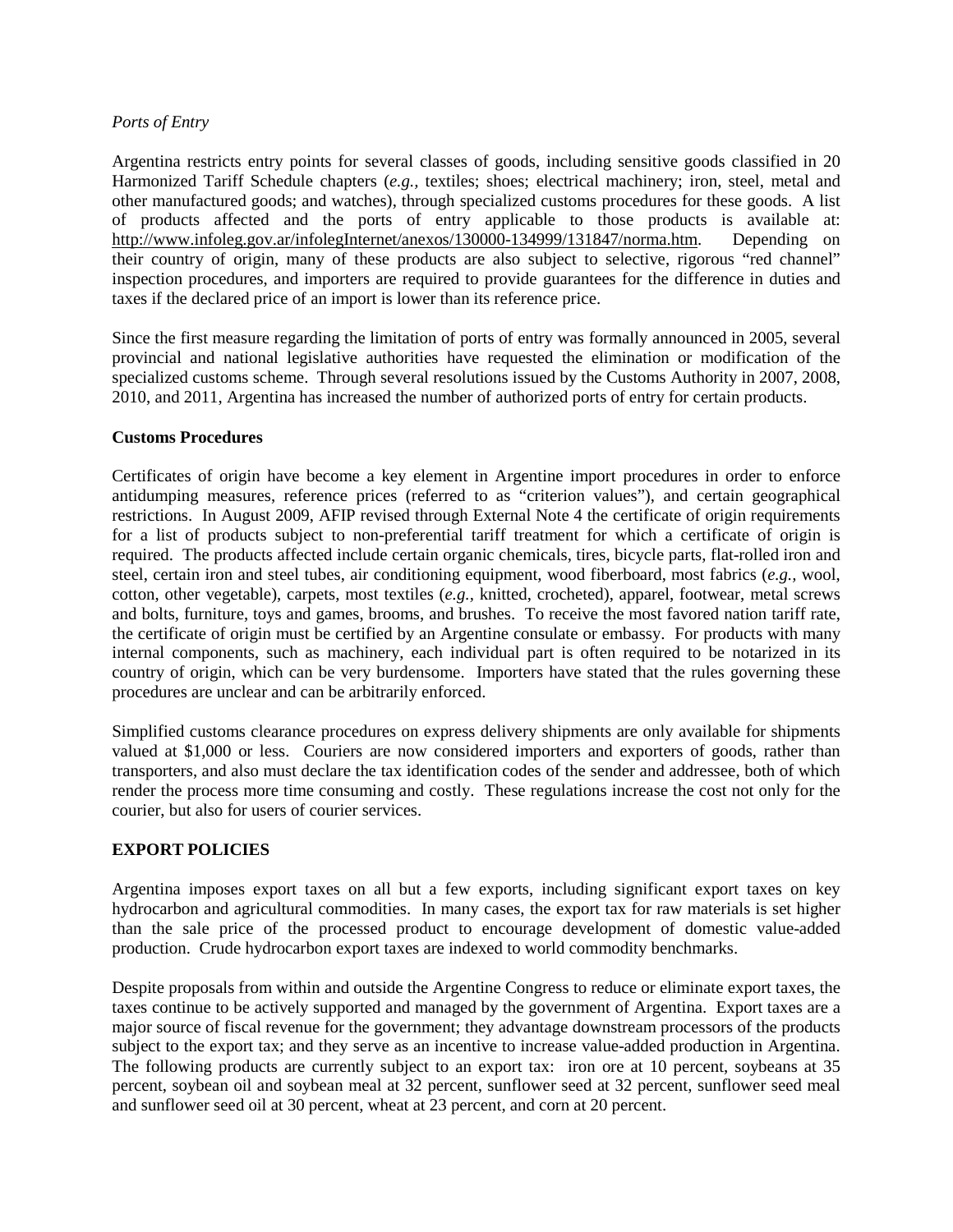*Ports of Entry*

Argentina restricts entry points for several classes of goods, including sensitive goods classified in 20 Harmonized Tariff Schedule chapters (*e.g.,* textiles; shoes; electrical machinery; iron, steel, metal and other manufactured goods; and watches), through specialized customs procedures for these goods. A list of products affected and the ports of entry applicable to those products is available at: http://www.infoleg.gov.ar/infolegInternet/anexos/130000-134999/131847/norma.htm. Depending on their country of origin, many of these products are also subject to selective, rigorous "red channel" inspection procedures, and importers are required to provide guarantees for the difference in duties and taxes if the declared price of an import is lower than its reference price.

Since the first measure regarding the limitation of ports of entry was formally announced in 2005, several provincial and national legislative authorities have requested the elimination or modification of the specialized customs scheme. Through several resolutions issued by the Customs Authority in 2007, 2008, 2010, and 2011, Argentina has increased the number of authorized ports of entry for certain products.

**Customs Procedures**

Certificates of origin have become a key element in Argentine import procedures in order to enforce antidumping measures, reference prices (referred to as "criterion values"), and certain geographical restrictions. In August 2009, AFIP revised through External Note 4 the certificate of origin requirements for a list of products subject to non-preferential tariff treatment for which a certificate of origin is required. The products affected include certain organic chemicals, tires, bicycle parts, flat-rolled iron and steel, certain iron and steel tubes, air conditioning equipment, wood fiberboard, most fabrics (*e.g.,* wool, cotton, other vegetable), carpets, most textiles (*e.g.,* knitted, crocheted), apparel, footwear, metal screws and bolts, furniture, toys and games, brooms, and brushes. To receive the most favored nation tariff rate, the certificate of origin must be certified by an Argentine consulate or embassy. For products with many internal components, such as machinery, each individual part is often required to be notarized in its country of origin, which can be very burdensome. Importers have stated that the rules governing these procedures are unclear and can be arbitrarily enforced.

Simplified customs clearance procedures on express delivery shipments are only available for shipments valued at $1,000 or less. Couriers are now considered importers and exporters of goods, rather than transporters, and also must declare the tax identification codes of the sender and addressee, both of which render the process more time consuming and costly. These regulations increase the cost not only for the courier, but also for users of courier services.

**EXPORT POLICIES**

Argentina imposes export taxes on all but a few exports, including significant export taxes on key hydrocarbon and agricultural commodities. In many cases, the export tax for raw materials is set higher than the sale price of the processed product to encourage development of domestic value-added production. Crude hydrocarbon export taxes are indexed to world commodity benchmarks.

Despite proposals from within and outside the Argentine Congress to reduce or eliminate export taxes, the taxes continue to be actively supported and managed by the government of Argentina. Export taxes are a major source of fiscal revenue for the government; they advantage downstream processors of the products subject to the export tax; and they serve as an incentive to increase value-added production in Argentina. The following products are currently subject to an export tax: iron ore at 10 percent, soybeans at 35 percent, soybean oil and soybean meal at 32 percent, sunflower seed at 32 percent, sunflower seed meal and sunflower seed oil at 30 percent, wheat at 23 percent, and corn at 20 percent.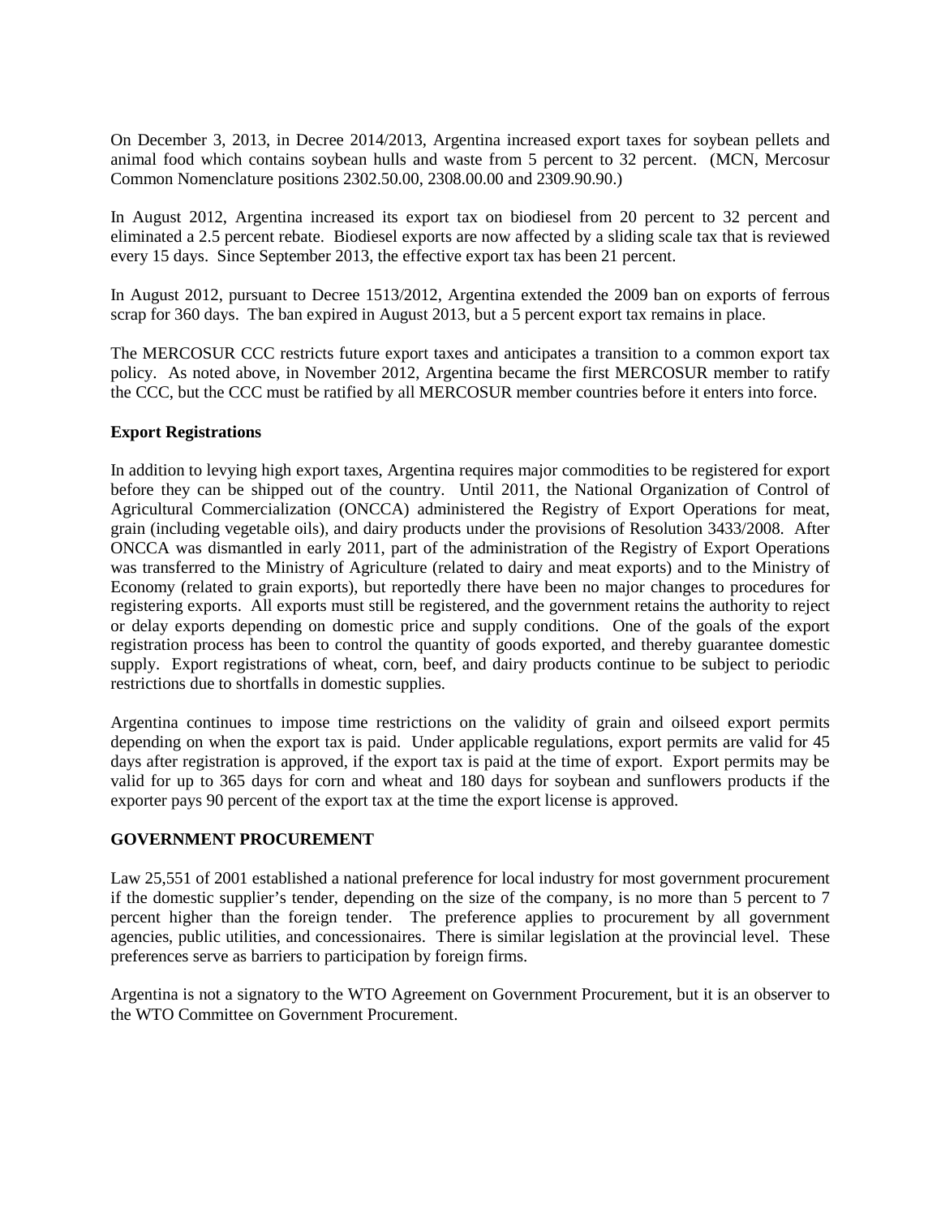On December 3, 2013, in Decree 2014/2013, Argentina increased export taxes for soybean pellets and animal food which contains soybean hulls and waste from 5 percent to 32 percent. (MCN, Mercosur Common Nomenclature positions 2302.50.00, 2308.00.00 and 2309.90.90.)

In August 2012, Argentina increased its export tax on biodiesel from 20 percent to 32 percent and eliminated a 2.5 percent rebate. Biodiesel exports are now affected by a sliding scale tax that is reviewed every 15 days. Since September 2013, the effective export tax has been 21 percent.

In August 2012, pursuant to Decree 1513/2012, Argentina extended the 2009 ban on exports of ferrous scrap for 360 days. The ban expired in August 2013, but a 5 percent export tax remains in place.

The MERCOSUR CCC restricts future export taxes and anticipates a transition to a common export tax policy. As noted above, in November 2012, Argentina became the first MERCOSUR member to ratify the CCC, but the CCC must be ratified by all MERCOSUR member countries before it enters into force.

**Export Registrations**

In addition to levying high export taxes, Argentina requires major commodities to be registered for export before they can be shipped out of the country. Until 2011, the National Organization of Control of Agricultural Commercialization (ONCCA) administered the Registry of Export Operations for meat, grain (including vegetable oils), and dairy products under the provisions of Resolution 3433/2008. After ONCCA was dismantled in early 2011, part of the administration of the Registry of Export Operations was transferred to the Ministry of Agriculture (related to dairy and meat exports) and to the Ministry of Economy (related to grain exports), but reportedly there have been no major changes to procedures for registering exports. All exports must still be registered, and the government retains the authority to reject or delay exports depending on domestic price and supply conditions. One of the goals of the export registration process has been to control the quantity of goods exported, and thereby guarantee domestic supply. Export registrations of wheat, corn, beef, and dairy products continue to be subject to periodic restrictions due to shortfalls in domestic supplies.

Argentina continues to impose time restrictions on the validity of grain and oilseed export permits depending on when the export tax is paid. Under applicable regulations, export permits are valid for 45 days after registration is approved, if the export tax is paid at the time of export. Export permits may be valid for up to 365 days for corn and wheat and 180 days for soybean and sunflowers products if the exporter pays 90 percent of the export tax at the time the export license is approved.

## GOVERNMENT PROCUREMENT

Law 25,551 of 2001 established a national preference for local industry for most government procurement if the domestic supplier's tender, depending on the size of the company, is no more than 5 percent to 7 percent higher than the foreign tender. The preference applies to procurement by all government agencies, public utilities, and concessionaires. There is similar legislation at the provincial level. These preferences serve as barriers to participation by foreign firms.

Argentina is not a signatory to the WTO Agreement on Government Procurement, but it is an observer to the WTO Committee on Government Procurement.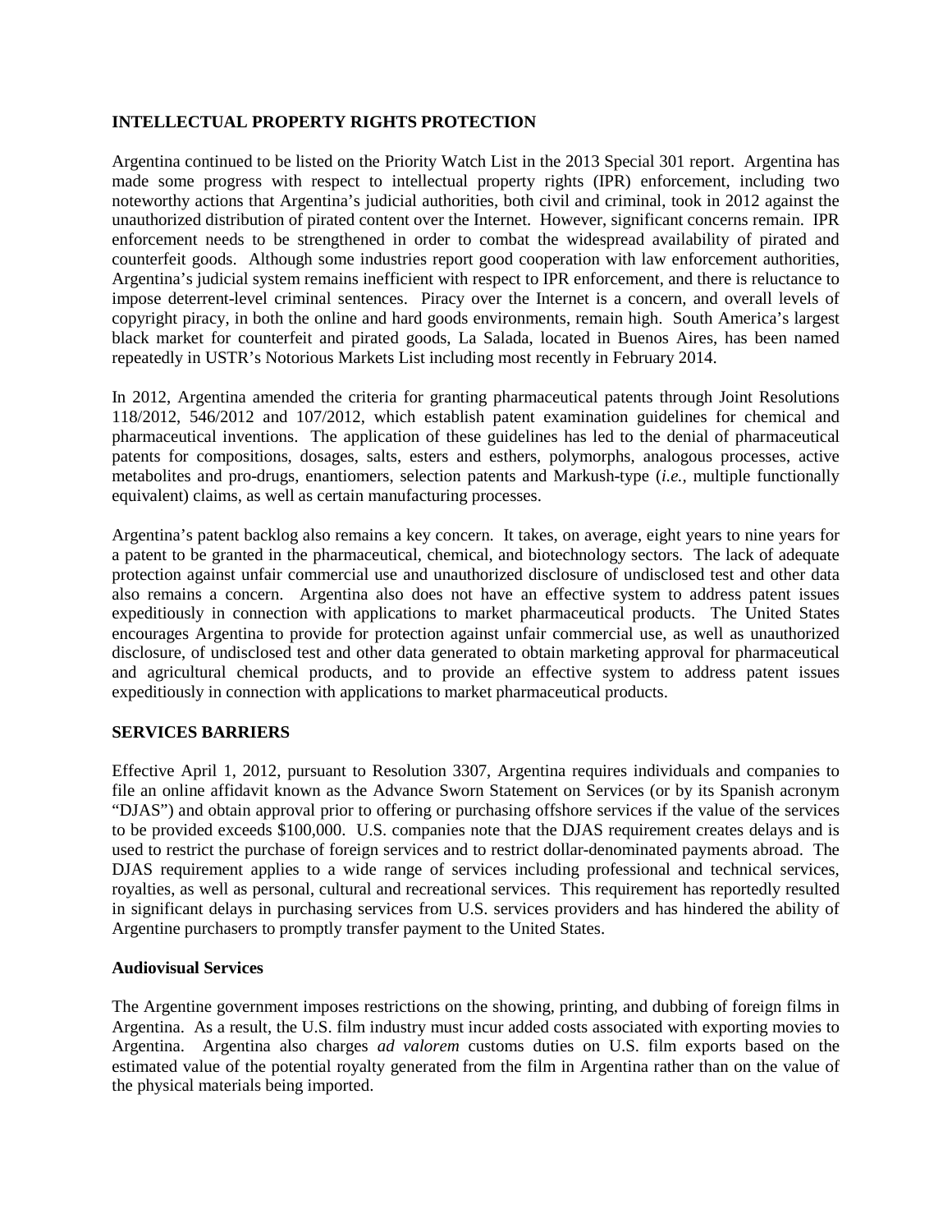## INTELLECTUAL PROPERTY RIGHTS PROTECTION

Argentina continued to be listed on the Priority Watch List in the 2013 Special 301 report. Argentina has made some progress with respect to intellectual property rights (IPR) enforcement, including two noteworthy actions that Argentina's judicial authorities, both civil and criminal, took in 2012 against the unauthorized distribution of pirated content over the Internet. However, significant concerns remain. IPR enforcement needs to be strengthened in order to combat the widespread availability of pirated and counterfeit goods. Although some industries report good cooperation with law enforcement authorities, Argentina's judicial system remains inefficient with respect to IPR enforcement, and there is reluctance to impose deterrent-level criminal sentences. Piracy over the Internet is a concern, and overall levels of copyright piracy, in both the online and hard goods environments, remain high. South America's largest black market for counterfeit and pirated goods, La Salada, located in Buenos Aires, has been named repeatedly in USTR's Notorious Markets List including most recently in February 2014.

In 2012, Argentina amended the criteria for granting pharmaceutical patents through Joint Resolutions 118/2012, 546/2012 and 107/2012, which establish patent examination guidelines for chemical and pharmaceutical inventions. The application of these guidelines has led to the denial of pharmaceutical patents for compositions, dosages, salts, esters and esthers, polymorphs, analogous processes, active metabolites and pro-drugs, enantiomers, selection patents and Markush-type (*i.e.*, multiple functionally equivalent) claims, as well as certain manufacturing processes.

Argentina's patent backlog also remains a key concern. It takes, on average, eight years to nine years for a patent to be granted in the pharmaceutical, chemical, and biotechnology sectors. The lack of adequate protection against unfair commercial use and unauthorized disclosure of undisclosed test and other data also remains a concern. Argentina also does not have an effective system to address patent issues expeditiously in connection with applications to market pharmaceutical products. The United States encourages Argentina to provide for protection against unfair commercial use, as well as unauthorized disclosure, of undisclosed test and other data generated to obtain marketing approval for pharmaceutical and agricultural chemical products, and to provide an effective system to address patent issues expeditiously in connection with applications to market pharmaceutical products.

## SERVICES BARRIERS

Effective April 1, 2012, pursuant to Resolution 3307, Argentina requires individuals and companies to file an online affidavit known as the Advance Sworn Statement on Services (or by its Spanish acronym "DJAS") and obtain approval prior to offering or purchasing offshore services if the value of the services to be provided exceeds $100,000. U.S. companies note that the DJAS requirement creates delays and is used to restrict the purchase of foreign services and to restrict dollar-denominated payments abroad. The DJAS requirement applies to a wide range of services including professional and technical services, royalties, as well as personal, cultural and recreational services. This requirement has reportedly resulted in significant delays in purchasing services from U.S. services providers and has hindered the ability of Argentine purchasers to promptly transfer payment to the United States.

### Audiovisual Services

The Argentine government imposes restrictions on the showing, printing, and dubbing of foreign films in Argentina. As a result, the U.S. film industry must incur added costs associated with exporting movies to Argentina. Argentina also charges *ad valorem* customs duties on U.S. film exports based on the estimated value of the potential royalty generated from the film in Argentina rather than on the value of the physical materials being imported.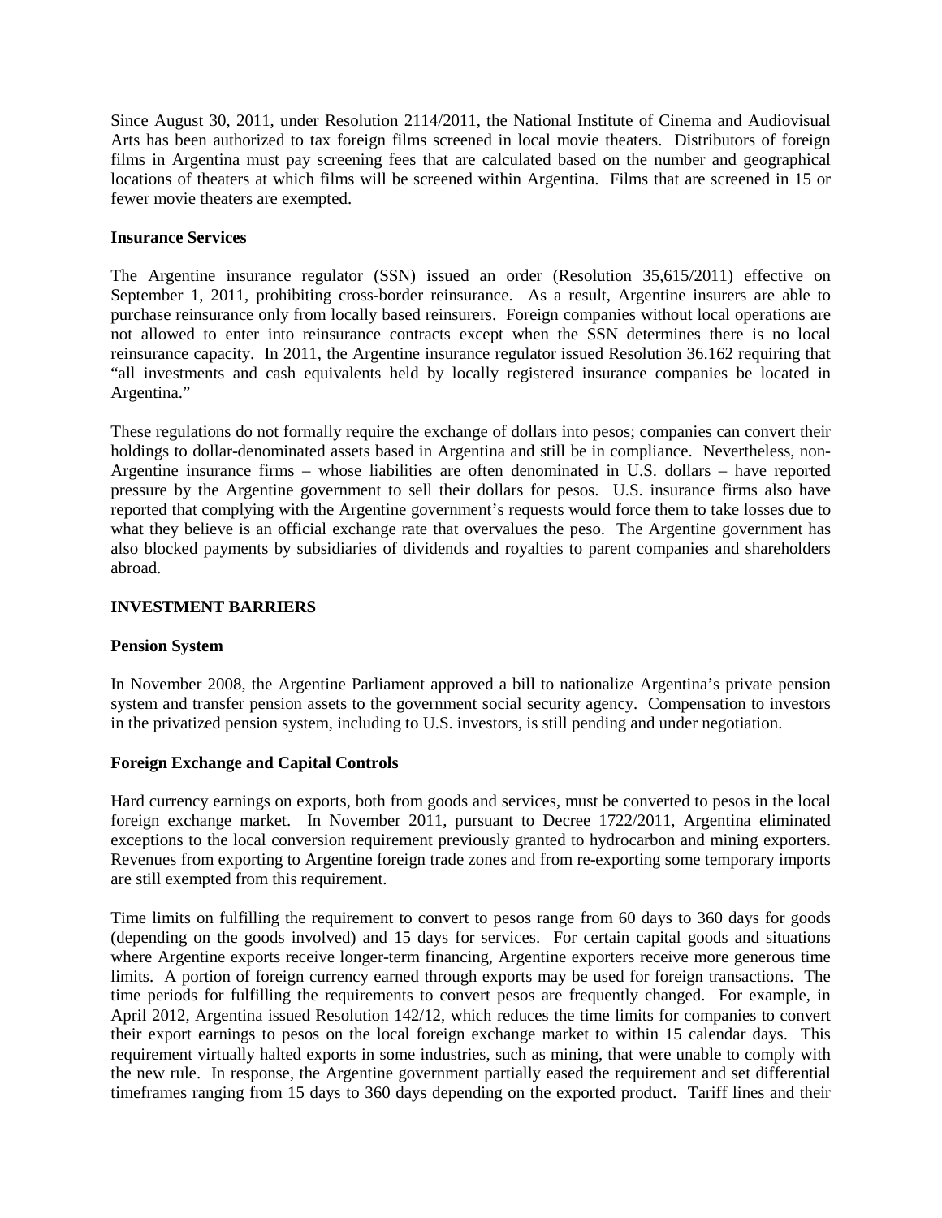Since August 30, 2011, under Resolution 2114/2011, the National Institute of Cinema and Audiovisual Arts has been authorized to tax foreign films screened in local movie theaters. Distributors of foreign films in Argentina must pay screening fees that are calculated based on the number and geographical locations of theaters at which films will be screened within Argentina. Films that are screened in 15 or fewer movie theaters are exempted.

**Insurance Services**

The Argentine insurance regulator (SSN) issued an order (Resolution 35,615/2011) effective on September 1, 2011, prohibiting cross-border reinsurance. As a result, Argentine insurers are able to purchase reinsurance only from locally based reinsurers. Foreign companies without local operations are not allowed to enter into reinsurance contracts except when the SSN determines there is no local reinsurance capacity. In 2011, the Argentine insurance regulator issued Resolution 36.162 requiring that "all investments and cash equivalents held by locally registered insurance companies be located in Argentina."

These regulations do not formally require the exchange of dollars into pesos; companies can convert their holdings to dollar-denominated assets based in Argentina and still be in compliance. Nevertheless, non-Argentine insurance firms – whose liabilities are often denominated in U.S. dollars – have reported pressure by the Argentine government to sell their dollars for pesos. U.S. insurance firms also have reported that complying with the Argentine government's requests would force them to take losses due to what they believe is an official exchange rate that overvalues the peso. The Argentine government has also blocked payments by subsidiaries of dividends and royalties to parent companies and shareholders abroad.

## INVESTMENT BARRIERS

**Pension System**

In November 2008, the Argentine Parliament approved a bill to nationalize Argentina's private pension system and transfer pension assets to the government social security agency. Compensation to investors in the privatized pension system, including to U.S. investors, is still pending and under negotiation.

**Foreign Exchange and Capital Controls**

Hard currency earnings on exports, both from goods and services, must be converted to pesos in the local foreign exchange market. In November 2011, pursuant to Decree 1722/2011, Argentina eliminated exceptions to the local conversion requirement previously granted to hydrocarbon and mining exporters. Revenues from exporting to Argentine foreign trade zones and from re-exporting some temporary imports are still exempted from this requirement.

Time limits on fulfilling the requirement to convert to pesos range from 60 days to 360 days for goods (depending on the goods involved) and 15 days for services. For certain capital goods and situations where Argentine exports receive longer-term financing, Argentine exporters receive more generous time limits. A portion of foreign currency earned through exports may be used for foreign transactions. The time periods for fulfilling the requirements to convert pesos are frequently changed. For example, in April 2012, Argentina issued Resolution 142/12, which reduces the time limits for companies to convert their export earnings to pesos on the local foreign exchange market to within 15 calendar days. This requirement virtually halted exports in some industries, such as mining, that were unable to comply with the new rule. In response, the Argentine government partially eased the requirement and set differential timeframes ranging from 15 days to 360 days depending on the exported product. Tariff lines and their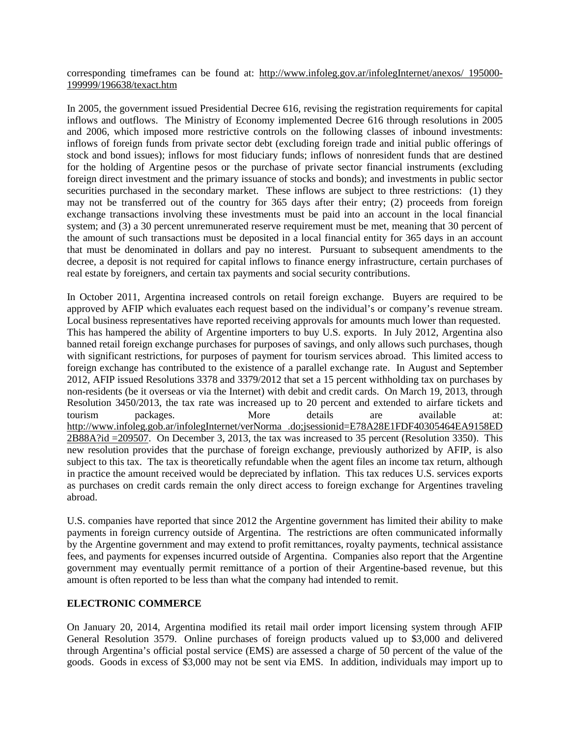corresponding timeframes can be found at: http://www.infoleg.gov.ar/infolegInternet/anexos/ 195000-199999/196638/texact.htm

In 2005, the government issued Presidential Decree 616, revising the registration requirements for capital inflows and outflows. The Ministry of Economy implemented Decree 616 through resolutions in 2005 and 2006, which imposed more restrictive controls on the following classes of inbound investments: inflows of foreign funds from private sector debt (excluding foreign trade and initial public offerings of stock and bond issues); inflows for most fiduciary funds; inflows of nonresident funds that are destined for the holding of Argentine pesos or the purchase of private sector financial instruments (excluding foreign direct investment and the primary issuance of stocks and bonds); and investments in public sector securities purchased in the secondary market. These inflows are subject to three restrictions: (1) they may not be transferred out of the country for 365 days after their entry; (2) proceeds from foreign exchange transactions involving these investments must be paid into an account in the local financial system; and (3) a 30 percent unremunerated reserve requirement must be met, meaning that 30 percent of the amount of such transactions must be deposited in a local financial entity for 365 days in an account that must be denominated in dollars and pay no interest. Pursuant to subsequent amendments to the decree, a deposit is not required for capital inflows to finance energy infrastructure, certain purchases of real estate by foreigners, and certain tax payments and social security contributions.

In October 2011, Argentina increased controls on retail foreign exchange. Buyers are required to be approved by AFIP which evaluates each request based on the individual's or company's revenue stream. Local business representatives have reported receiving approvals for amounts much lower than requested. This has hampered the ability of Argentine importers to buy U.S. exports. In July 2012, Argentina also banned retail foreign exchange purchases for purposes of savings, and only allows such purchases, though with significant restrictions, for purposes of payment for tourism services abroad. This limited access to foreign exchange has contributed to the existence of a parallel exchange rate. In August and September 2012, AFIP issued Resolutions 3378 and 3379/2012 that set a 15 percent withholding tax on purchases by non-residents (be it overseas or via the Internet) with debit and credit cards. On March 19, 2013, through Resolution 3450/2013, the tax rate was increased up to 20 percent and extended to airfare tickets and tourism packages. More details are available at: http://www.infoleg.gob.ar/infolegInternet/verNorma .do;jsessionid=E78A28E1FDF40305464EA9158ED 2B88A?id =209507. On December 3, 2013, the tax was increased to 35 percent (Resolution 3350). This new resolution provides that the purchase of foreign exchange, previously authorized by AFIP, is also subject to this tax. The tax is theoretically refundable when the agent files an income tax return, although in practice the amount received would be depreciated by inflation. This tax reduces U.S. services exports as purchases on credit cards remain the only direct access to foreign exchange for Argentines traveling abroad.

U.S. companies have reported that since 2012 the Argentine government has limited their ability to make payments in foreign currency outside of Argentina. The restrictions are often communicated informally by the Argentine government and may extend to profit remittances, royalty payments, technical assistance fees, and payments for expenses incurred outside of Argentina. Companies also report that the Argentine government may eventually permit remittance of a portion of their Argentine-based revenue, but this amount is often reported to be less than what the company had intended to remit.

## ELECTRONIC COMMERCE

On January 20, 2014, Argentina modified its retail mail order import licensing system through AFIP General Resolution 3579. Online purchases of foreign products valued up to $3,000 and delivered through Argentina's official postal service (EMS) are assessed a charge of 50 percent of the value of the goods. Goods in excess of $3,000 may not be sent via EMS. In addition, individuals may import up to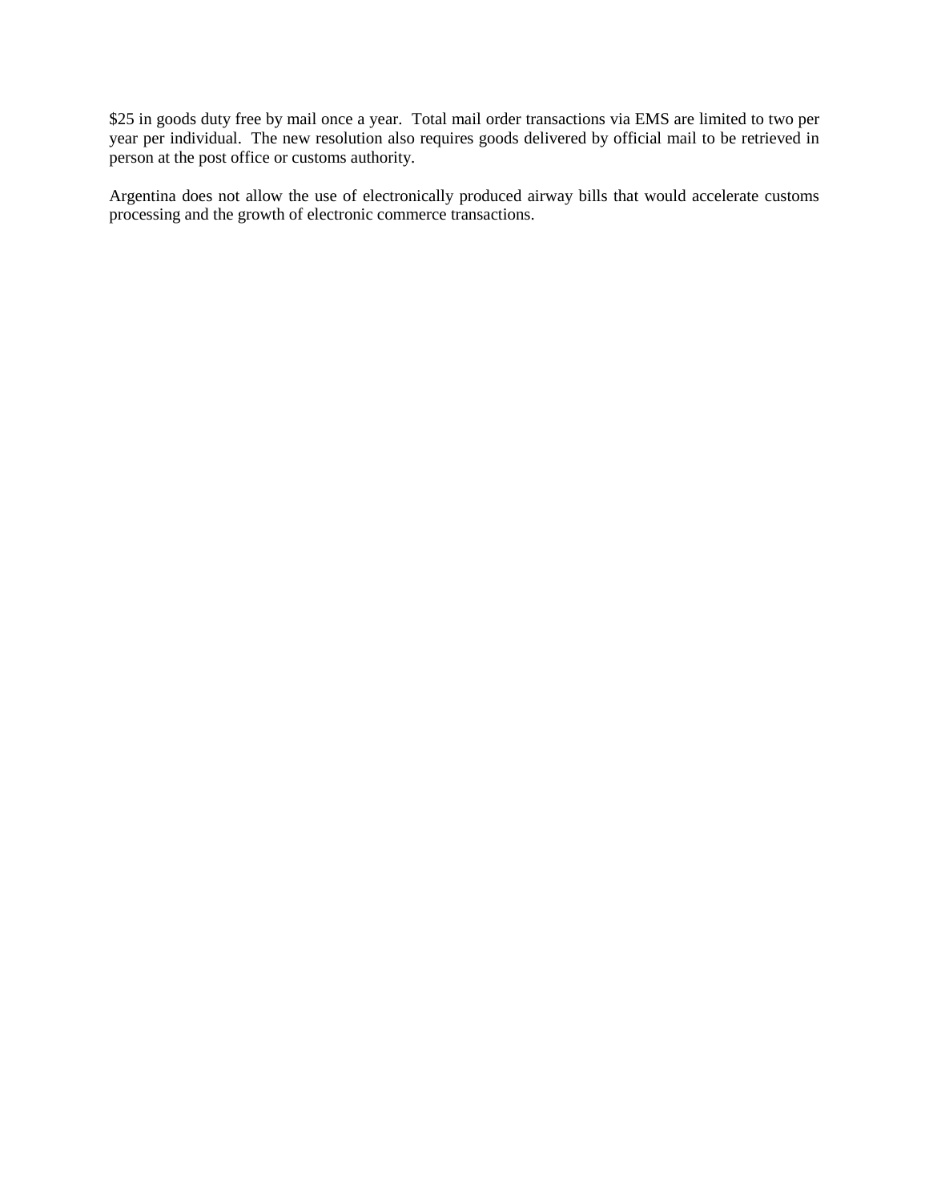$25 in goods duty free by mail once a year. Total mail order transactions via EMS are limited to two per year per individual. The new resolution also requires goods delivered by official mail to be retrieved in person at the post office or customs authority.

Argentina does not allow the use of electronically produced airway bills that would accelerate customs processing and the growth of electronic commerce transactions.